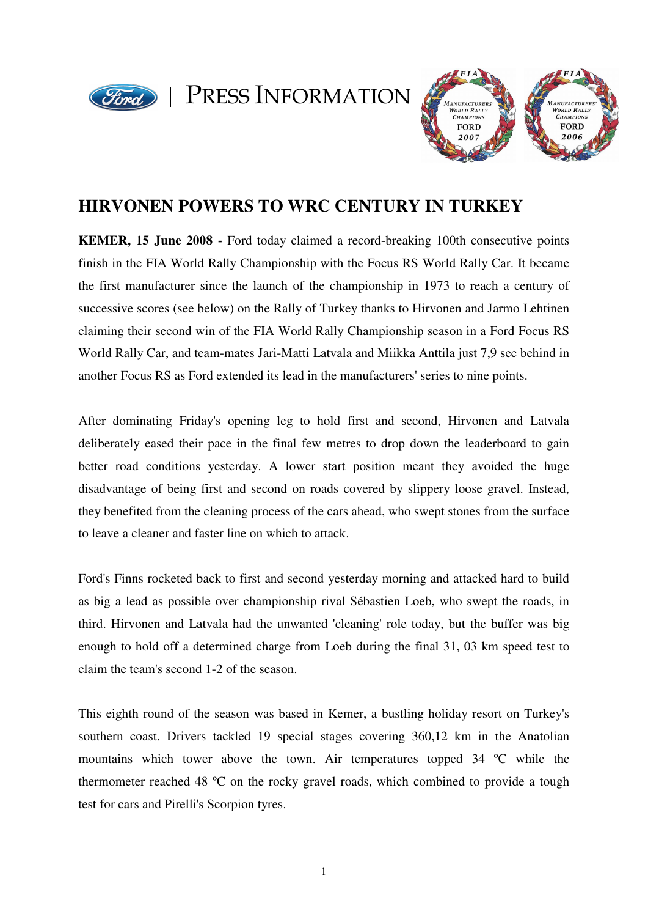PRESS INFORMATION

# HIRVONEN POWERS TO WRC CENTURY IN TURKEY

**KEMER, 15 June 2008 -** Ford today claimed a record-breaking 100th consecutive points finish in the FIA World Rally Championship with the Focus RS World Rally Car. It became the first manufacturer since the launch of the championship in 1973 to reach a century of successive scores (see below) on the Rally of Turkey thanks to Hirvonen and Jarmo Lehtinen claiming their second win of the FIA World Rally Championship season in a Ford Focus RS World Rally Car, and team-mates Jari-Matti Latvala and Miikka Anttila just 7,9 sec behind in another Focus RS as Ford extended its lead in the manufacturers' series to nine points.

After dominating Friday's opening leg to hold first and second, Hirvonen and Latvala deliberately eased their pace in the final few metres to drop down the leaderboard to gain better road conditions yesterday. A lower start position meant they avoided the huge disadvantage of being first and second on roads covered by slippery loose gravel. Instead, they benefited from the cleaning process of the cars ahead, who swept stones from the surface to leave a cleaner and faster line on which to attack.

Ford's Finns rocketed back to first and second yesterday morning and attacked hard to build as big a lead as possible over championship rival Sébastien Loeb, who swept the roads, in third. Hirvonen and Latvala had the unwanted 'cleaning' role today, but the buffer was big enough to hold off a determined charge from Loeb during the final 31, 03 km speed test to claim the team's second 1-2 of the season.

This eighth round of the season was based in Kemer, a bustling holiday resort on Turkey's southern coast. Drivers tackled 19 special stages covering 360,12 km in the Anatolian mountains which tower above the town. Air temperatures topped 34 ºC while the thermometer reached 48 ºC on the rocky gravel roads, which combined to provide a tough test for cars and Pirelli's Scorpion tyres.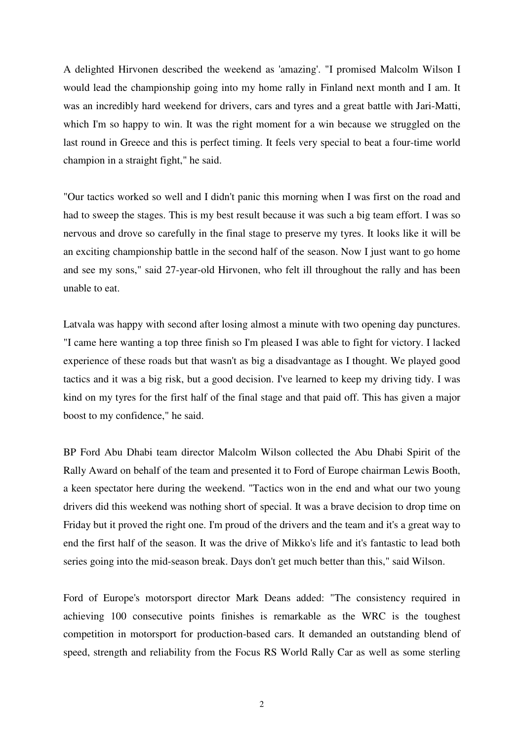A delighted Hirvonen described the weekend as 'amazing'. "I promised Malcolm Wilson I would lead the championship going into my home rally in Finland next month and I am. It was an incredibly hard weekend for drivers, cars and tyres and a great battle with Jari-Matti, which I'm so happy to win. It was the right moment for a win because we struggled on the last round in Greece and this is perfect timing. It feels very special to beat a four-time world champion in a straight fight," he said.

"Our tactics worked so well and I didn't panic this morning when I was first on the road and had to sweep the stages. This is my best result because it was such a big team effort. I was so nervous and drove so carefully in the final stage to preserve my tyres. It looks like it will be an exciting championship battle in the second half of the season. Now I just want to go home and see my sons," said 27-year-old Hirvonen, who felt ill throughout the rally and has been unable to eat.

Latvala was happy with second after losing almost a minute with two opening day punctures. "I came here wanting a top three finish so I'm pleased I was able to fight for victory. I lacked experience of these roads but that wasn't as big a disadvantage as I thought. We played good tactics and it was a big risk, but a good decision. I've learned to keep my driving tidy. I was kind on my tyres for the first half of the final stage and that paid off. This has given a major boost to my confidence," he said.

BP Ford Abu Dhabi team director Malcolm Wilson collected the Abu Dhabi Spirit of the Rally Award on behalf of the team and presented it to Ford of Europe chairman Lewis Booth, a keen spectator here during the weekend. "Tactics won in the end and what our two young drivers did this weekend was nothing short of special. It was a brave decision to drop time on Friday but it proved the right one. I'm proud of the drivers and the team and it's a great way to end the first half of the season. It was the drive of Mikko's life and it's fantastic to lead both series going into the mid-season break. Days don't get much better than this," said Wilson.

Ford of Europe's motorsport director Mark Deans added: "The consistency required in achieving 100 consecutive points finishes is remarkable as the WRC is the toughest competition in motorsport for production-based cars. It demanded an outstanding blend of speed, strength and reliability from the Focus RS World Rally Car as well as some sterling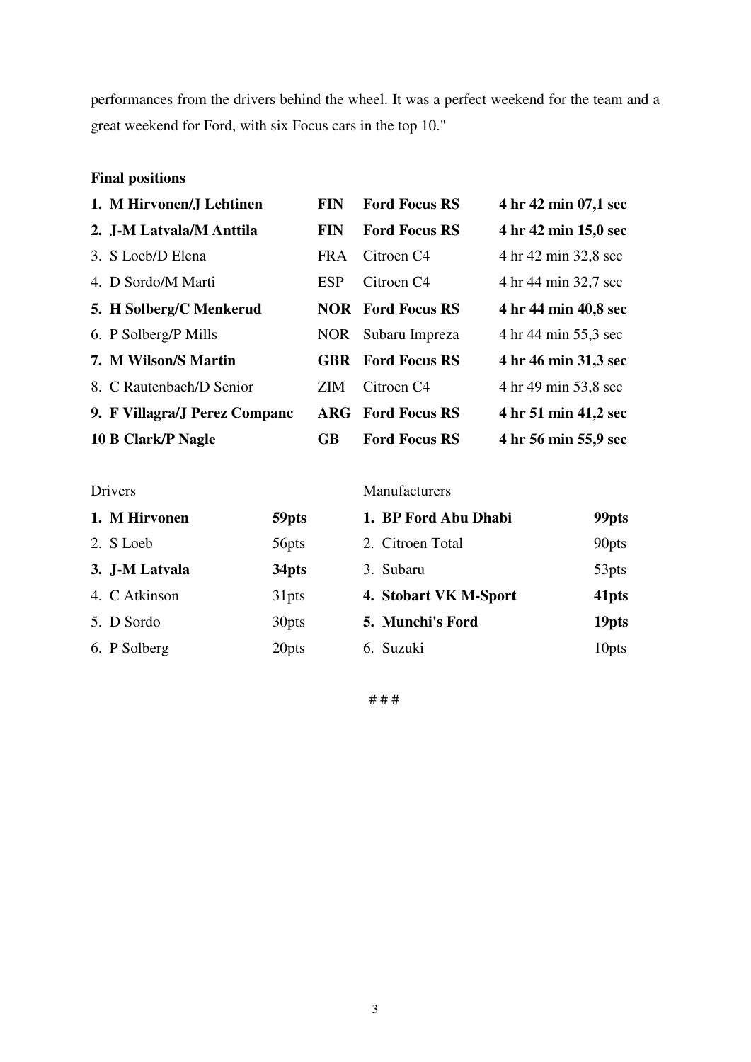performances from the drivers behind the wheel. It was a perfect weekend for the team and a great weekend for Ford, with six Focus cars in the top 10."

**Final positions**

| | | | |
|---|---|---|---|
| **1. M Hirvonen/J Lehtinen** | **FIN** | **Ford Focus RS** | **4 hr 42 min 07,1 sec** |
| **2. J-M Latvala/M Anttila** | **FIN** | **Ford Focus RS** | **4 hr 42 min 15,0 sec** |
| 3. S Loeb/D Elena | FRA | Citroen C4 | 4 hr 42 min 32,8 sec |
| 4. D Sordo/M Marti | ESP | Citroen C4 | 4 hr 44 min 32,7 sec |
| **5. H Solberg/C Menkerud** | **NOR** | **Ford Focus RS** | **4 hr 44 min 40,8 sec** |
| 6. P Solberg/P Mills | NOR | Subaru Impreza | 4 hr 44 min 55,3 sec |
| **7. M Wilson/S Martin** | **GBR** | **Ford Focus RS** | **4 hr 46 min 31,3 sec** |
| 8. C Rautenbach/D Senior | ZIM | Citroen C4 | 4 hr 49 min 53,8 sec |
| **9. F Villagra/J Perez Companc** | **ARG** | **Ford Focus RS** | **4 hr 51 min 41,2 sec** |
| **10 B Clark/P Nagle** | **GB** | **Ford Focus RS** | **4 hr 56 min 55,9 sec** |

| Drivers | | Manufacturers | |
|---|---|---|---|
| **1. M Hirvonen** | **59pts** | **1. BP Ford Abu Dhabi** | **99pts** |
| 2. S Loeb | 56pts | 2. Citroen Total | 90pts |
| **3. J-M Latvala** | **34pts** | 3. Subaru | 53pts |
| 4. C Atkinson | 31pts | **4. Stobart VK M-Sport** | **41pts** |
| 5. D Sordo | 30pts | **5. Munchi's Ford** | **19pts** |
| 6. P Solberg | 20pts | 6. Suzuki | 10pts |

# # #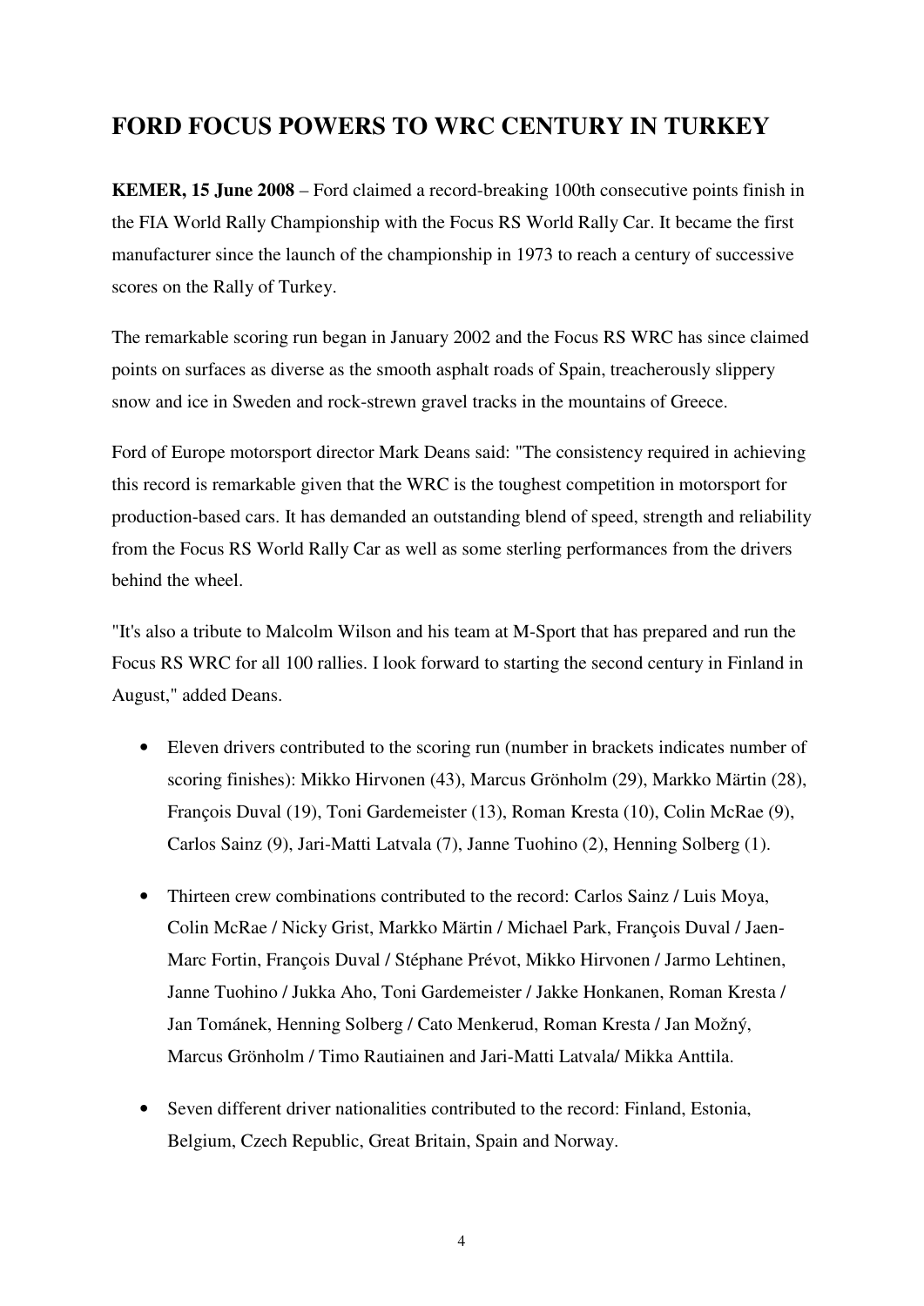# FORD FOCUS POWERS TO WRC CENTURY IN TURKEY

**KEMER, 15 June 2008** – Ford claimed a record-breaking 100th consecutive points finish in the FIA World Rally Championship with the Focus RS World Rally Car. It became the first manufacturer since the launch of the championship in 1973 to reach a century of successive scores on the Rally of Turkey.

The remarkable scoring run began in January 2002 and the Focus RS WRC has since claimed points on surfaces as diverse as the smooth asphalt roads of Spain, treacherously slippery snow and ice in Sweden and rock-strewn gravel tracks in the mountains of Greece.

Ford of Europe motorsport director Mark Deans said: "The consistency required in achieving this record is remarkable given that the WRC is the toughest competition in motorsport for production-based cars. It has demanded an outstanding blend of speed, strength and reliability from the Focus RS World Rally Car as well as some sterling performances from the drivers behind the wheel.

"It's also a tribute to Malcolm Wilson and his team at M-Sport that has prepared and run the Focus RS WRC for all 100 rallies. I look forward to starting the second century in Finland in August," added Deans.

- Eleven drivers contributed to the scoring run (number in brackets indicates number of scoring finishes): Mikko Hirvonen (43), Marcus Grönholm (29), Markko Märtin (28), François Duval (19), Toni Gardemeister (13), Roman Kresta (10), Colin McRae (9), Carlos Sainz (9), Jari-Matti Latvala (7), Janne Tuohino (2), Henning Solberg (1).

- Thirteen crew combinations contributed to the record: Carlos Sainz / Luis Moya, Colin McRae / Nicky Grist, Markko Märtin / Michael Park, François Duval / Jaen-Marc Fortin, François Duval / Stéphane Prévot, Mikko Hirvonen / Jarmo Lehtinen, Janne Tuohino / Jukka Aho, Toni Gardemeister / Jakke Honkanen, Roman Kresta / Jan Tománek, Henning Solberg / Cato Menkerud, Roman Kresta / Jan Možný, Marcus Grönholm / Timo Rautiainen and Jari-Matti Latvala/ Mikka Anttila.

- Seven different driver nationalities contributed to the record: Finland, Estonia, Belgium, Czech Republic, Great Britain, Spain and Norway.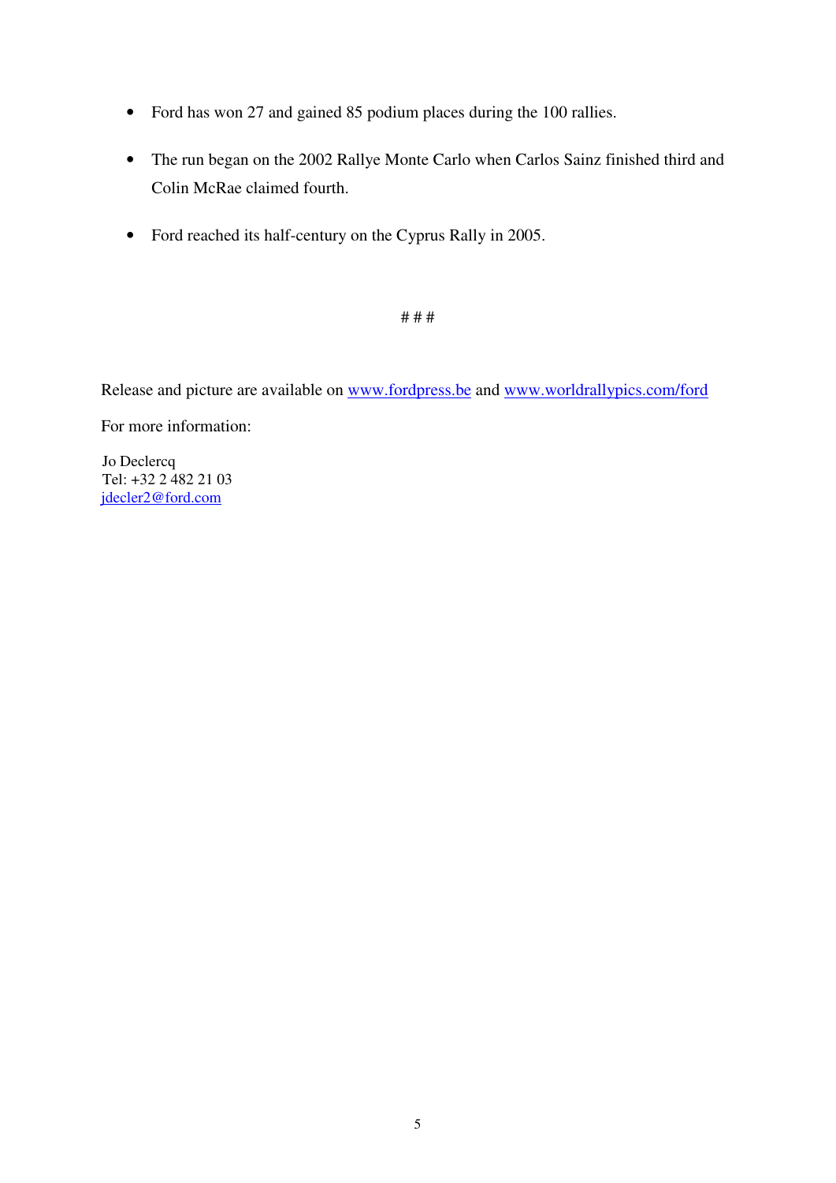- Ford has won 27 and gained 85 podium places during the 100 rallies.
- The run began on the 2002 Rallye Monte Carlo when Carlos Sainz finished third and Colin McRae claimed fourth.
- Ford reached its half-century on the Cyprus Rally in 2005.

# # #

Release and picture are available on www.fordpress.be and www.worldrallypics.com/ford

For more information:

Jo Declercq
Tel: +32 2 482 21 03
jdecler2@ford.com